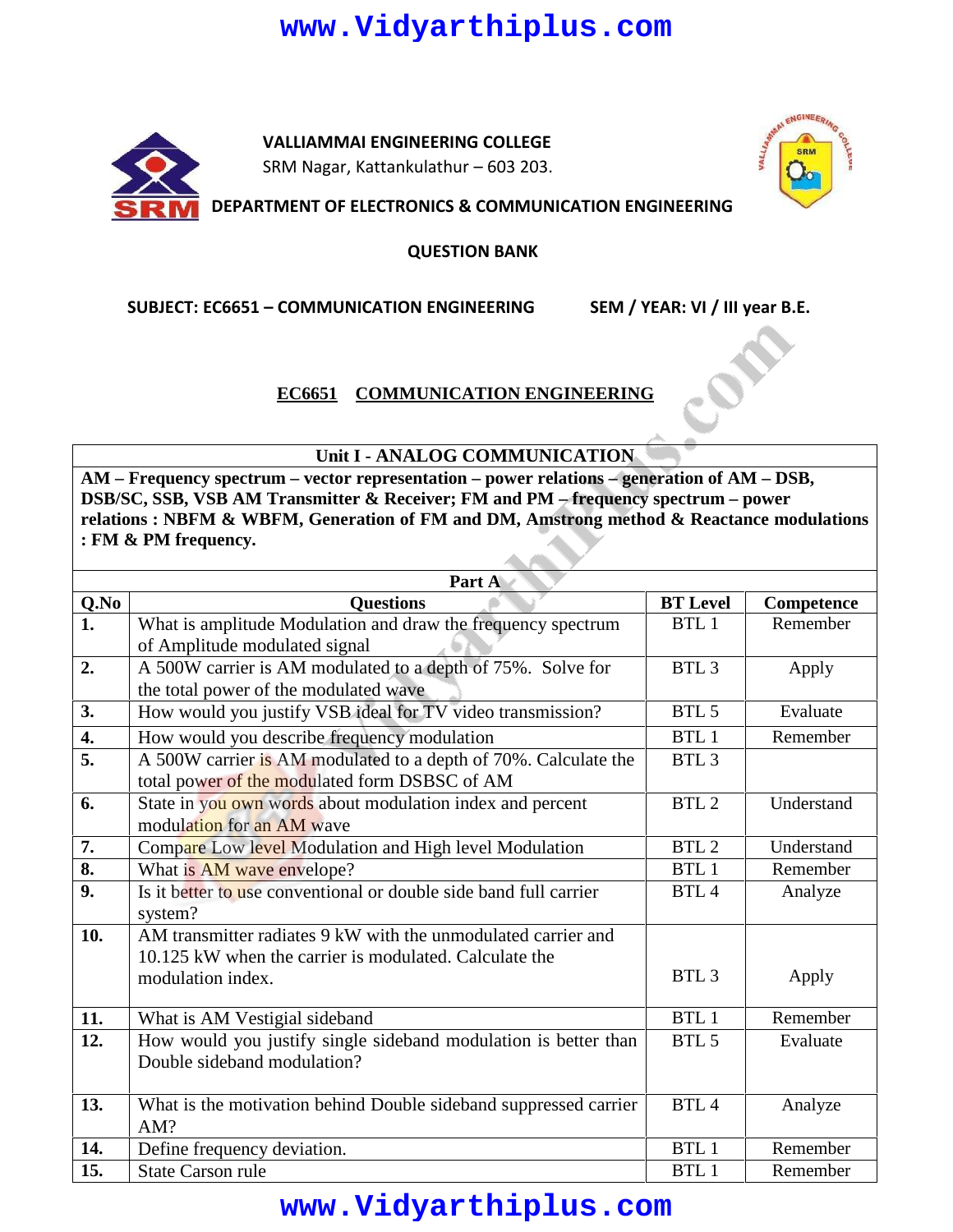**VALLIAMMAI ENGINEERING COLLEGE**

SRM Nagar, Kattankulathur – 603 203.

**DEPARTMENT OF ELECTRONICS & COMMUNICATION ENGINEERING**

**QUESTION BANK**

**SUBJECT: EC6651 – COMMUNICATION ENGINEERING** **SEM / YEAR: VI / III year B.E.**

# EC6651 COMMUNICATION ENGINEERING

| Unit I - ANALOG COMMUNICATION | | | |
|---|---|---|---|
| **AM – Frequency spectrum – vector representation – power relations – generation of AM – DSB, DSB/SC, SSB, VSB AM Transmitter & Receiver; FM and PM – frequency spectrum – power relations : NBFM & WBFM, Generation of FM and DM, Amstrong method & Reactance modulations : FM & PM frequency.** | | | |
| **Part A** | | | |
| **Q.No** | **Questions** | **BT Level** | **Competence** |
| **1.** | What is amplitude Modulation and draw the frequency spectrum of Amplitude modulated signal | BTL 1 | Remember |
| **2.** | A 500W carrier is AM modulated to a depth of 75%. Solve for the total power of the modulated wave | BTL 3 | Apply |
| **3.** | How would you justify VSB ideal for TV video transmission? | BTL 5 | Evaluate |
| **4.** | How would you describe frequency modulation | BTL 1 | Remember |
| **5.** | A 500W carrier is AM modulated to a depth of 70%. Calculate the total power of the modulated form DSBSC of AM | BTL 3 | |
| **6.** | State in you own words about modulation index and percent modulation for an AM wave | BTL 2 | Understand |
| **7.** | Compare Low level Modulation and High level Modulation | BTL 2 | Understand |
| **8.** | What is AM wave envelope? | BTL 1 | Remember |
| **9.** | Is it better to use conventional or double side band full carrier system? | BTL 4 | Analyze |
| **10.** | AM transmitter radiates 9 kW with the unmodulated carrier and 10.125 kW when the carrier is modulated. Calculate the modulation index. | BTL 3 | Apply |
| **11.** | What is AM Vestigial sideband | BTL 1 | Remember |
| **12.** | How would you justify single sideband modulation is better than Double sideband modulation? | BTL 5 | Evaluate |
| **13.** | What is the motivation behind Double sideband suppressed carrier AM? | BTL 4 | Analyze |
| **14.** | Define frequency deviation. | BTL 1 | Remember |
| **15.** | State Carson rule | BTL 1 | Remember |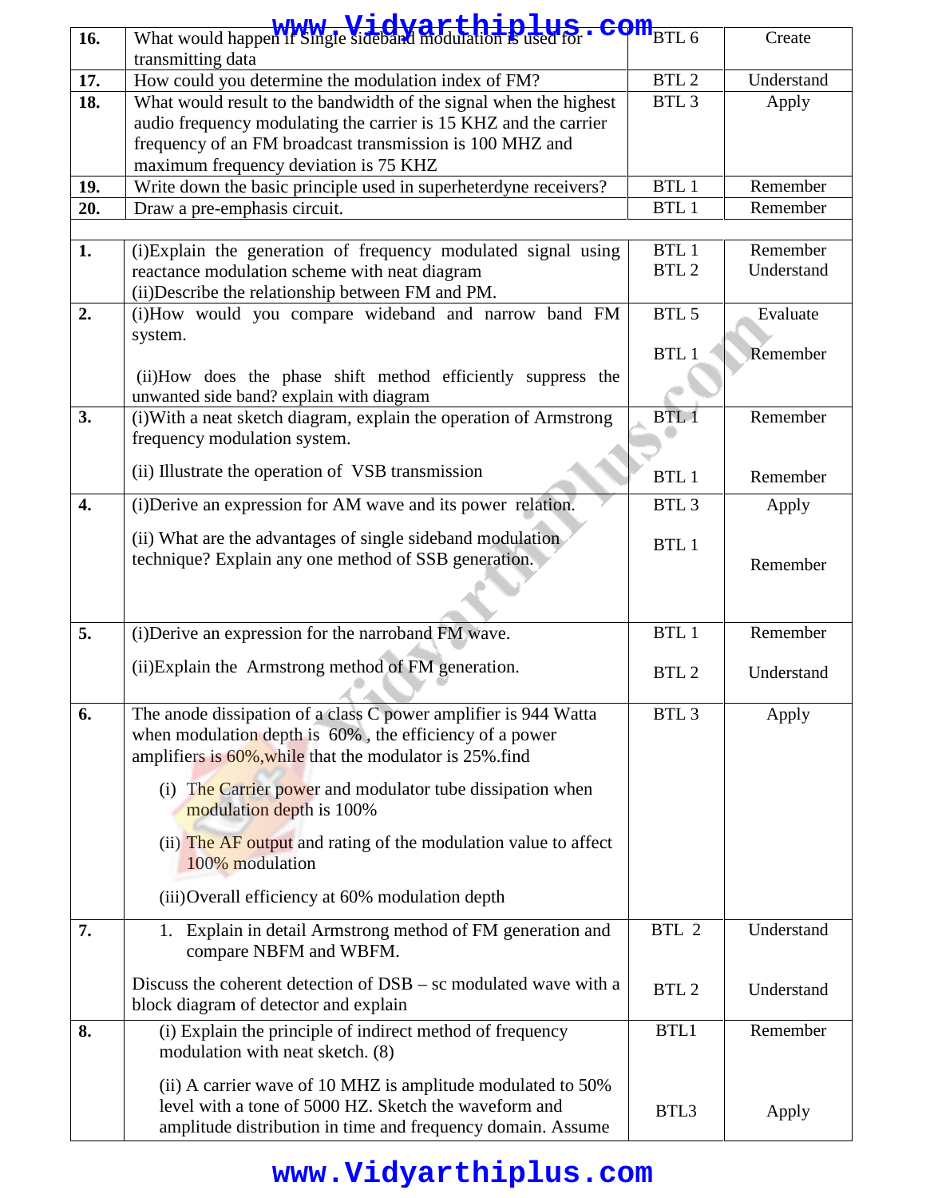| | | | |
|---|---|---|---|
| **16.** | What would happen if Single sideband modulation is used for transmitting data | BTL 6 | Create |
| **17.** | How could you determine the modulation index of FM? | BTL 2 | Understand |
| **18.** | What would result to the bandwidth of the signal when the highest audio frequency modulating the carrier is 15 KHZ and the carrier frequency of an FM broadcast transmission is 100 MHZ and maximum frequency deviation is 75 KHZ | BTL 3 | Apply |
| **19.** | Write down the basic principle used in superheterdyne receivers? | BTL 1 | Remember |
| **20.** | Draw a pre-emphasis circuit. | BTL 1 | Remember |
| | | | |
| **1.** | (i)Explain the generation of frequency modulated signal using reactance modulation scheme with neat diagram<br>(ii)Describe the relationship between FM and PM. | BTL 1<br>BTL 2 | Remember<br>Understand |
| **2.** | (i)How would you compare wideband and narrow band FM system.<br>(ii)How does the phase shift method efficiently suppress the unwanted side band? explain with diagram | BTL 5<br>BTL 1 | Evaluate<br>Remember |
| **3.** | (i)With a neat sketch diagram, explain the operation of Armstrong frequency modulation system.<br>(ii) Illustrate the operation of VSB transmission | BTL 1<br>BTL 1 | Remember<br>Remember |
| **4.** | (i)Derive an expression for AM wave and its power relation.<br>(ii) What are the advantages of single sideband modulation technique? Explain any one method of SSB generation. | BTL 3<br>BTL 1 | Apply<br>Remember |
| **5.** | (i)Derive an expression for the narroband FM wave.<br>(ii)Explain the Armstrong method of FM generation. | BTL 1<br>BTL 2 | Remember<br>Understand |
| **6.** | The anode dissipation of a class C power amplifier is 944 Watta when modulation depth is 60% , the efficiency of a power amplifiers is 60%,while that the modulator is 25%.find<br>(i) The Carrier power and modulator tube dissipation when modulation depth is 100%<br>(ii) The AF output and rating of the modulation value to affect 100% modulation<br>(iii)Overall efficiency at 60% modulation depth | BTL 3 | Apply |
| **7.** | 1. Explain in detail Armstrong method of FM generation and compare NBFM and WBFM.<br>Discuss the coherent detection of DSB – sc modulated wave with a block diagram of detector and explain | BTL 2<br>BTL 2 | Understand<br>Understand |
| **8.** | (i) Explain the principle of indirect method of frequency modulation with neat sketch. (8)<br>(ii) A carrier wave of 10 MHZ is amplitude modulated to 50% level with a tone of 5000 HZ. Sketch the waveform and amplitude distribution in time and frequency domain. Assume | BTL1<br>BTL3 | Remember<br>Apply |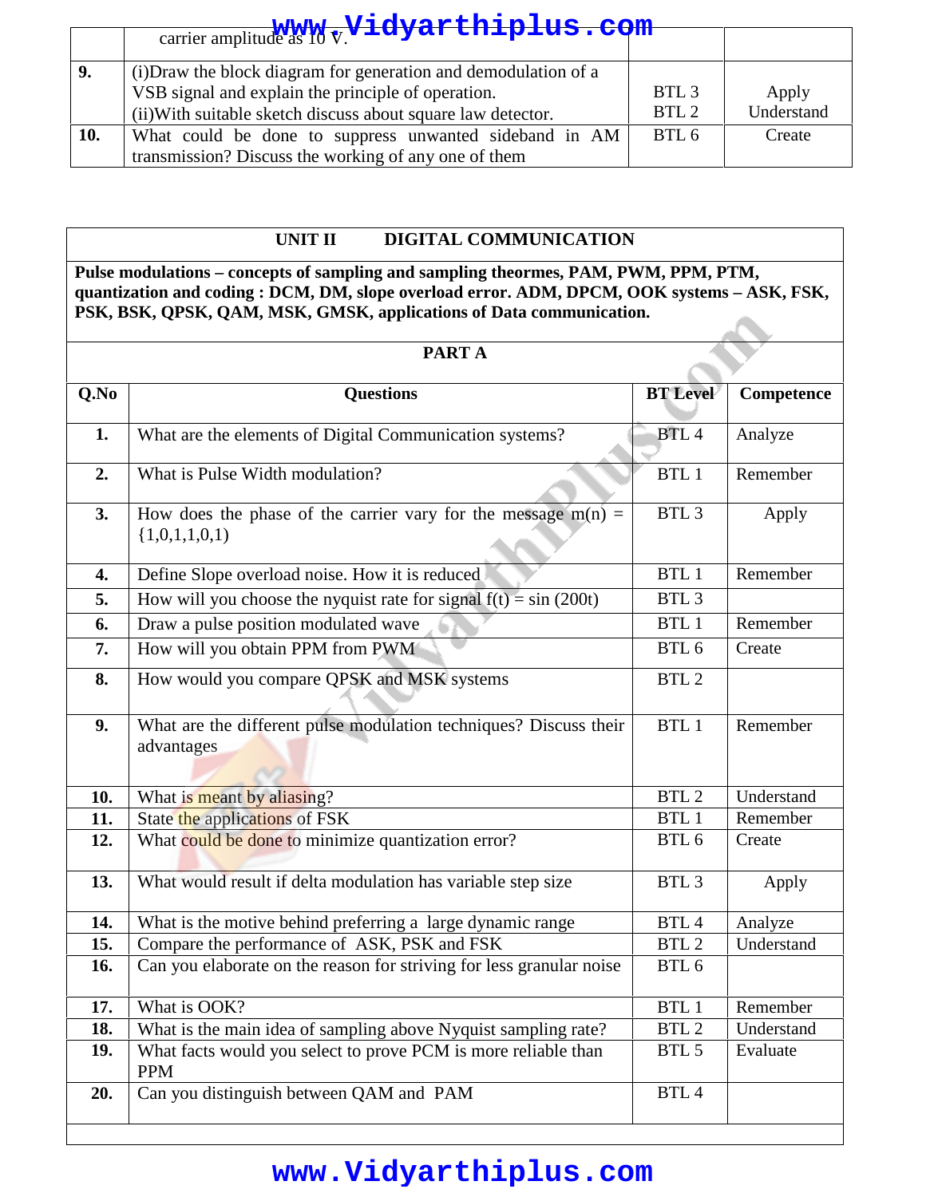| | carrier amplitude as 10 V. | | |
|---|---|---|---|
| **9.** | (i)Draw the block diagram for generation and demodulation of a VSB signal and explain the principle of operation.<br>(ii)With suitable sketch discuss about square law detector. | BTL 3<br>BTL 2 | Apply<br>Understand |
| **10.** | What could be done to suppress unwanted sideband in AM transmission? Discuss the working of any one of them | BTL 6 | Create |

## UNIT II DIGITAL COMMUNICATION

**Pulse modulations – concepts of sampling and sampling theormes, PAM, PWM, PPM, PTM, quantization and coding : DCM, DM, slope overload error. ADM, DPCM, OOK systems – ASK, FSK, PSK, BSK, QPSK, QAM, MSK, GMSK, applications of Data communication.**

### PART A

| Q.No | Questions | BT Level | Competence |
|---|---|---|---|
| **1.** | What are the elements of Digital Communication systems? | BTL 4 | Analyze |
| **2.** | What is Pulse Width modulation? | BTL 1 | Remember |
| **3.** | How does the phase of the carrier vary for the message m(n) = {1,0,1,1,0,1) | BTL 3 | Apply |
| **4.** | Define Slope overload noise. How it is reduced | BTL 1 | Remember |
| **5.** | How will you choose the nyquist rate for signal f(t) = sin (200t) | BTL 3 | |
| **6.** | Draw a pulse position modulated wave | BTL 1 | Remember |
| **7.** | How will you obtain PPM from PWM | BTL 6 | Create |
| **8.** | How would you compare QPSK and MSK systems | BTL 2 | |
| **9.** | What are the different pulse modulation techniques? Discuss their advantages | BTL 1 | Remember |
| **10.** | What is meant by aliasing? | BTL 2 | Understand |
| **11.** | State the applications of FSK | BTL 1 | Remember |
| **12.** | What could be done to minimize quantization error? | BTL 6 | Create |
| **13.** | What would result if delta modulation has variable step size | BTL 3 | Apply |
| **14.** | What is the motive behind preferring a large dynamic range | BTL 4 | Analyze |
| **15.** | Compare the performance of ASK, PSK and FSK | BTL 2 | Understand |
| **16.** | Can you elaborate on the reason for striving for less granular noise | BTL 6 | |
| **17.** | What is OOK? | BTL 1 | Remember |
| **18.** | What is the main idea of sampling above Nyquist sampling rate? | BTL 2 | Understand |
| **19.** | What facts would you select to prove PCM is more reliable than PPM | BTL 5 | Evaluate |
| **20.** | Can you distinguish between QAM and PAM | BTL 4 | |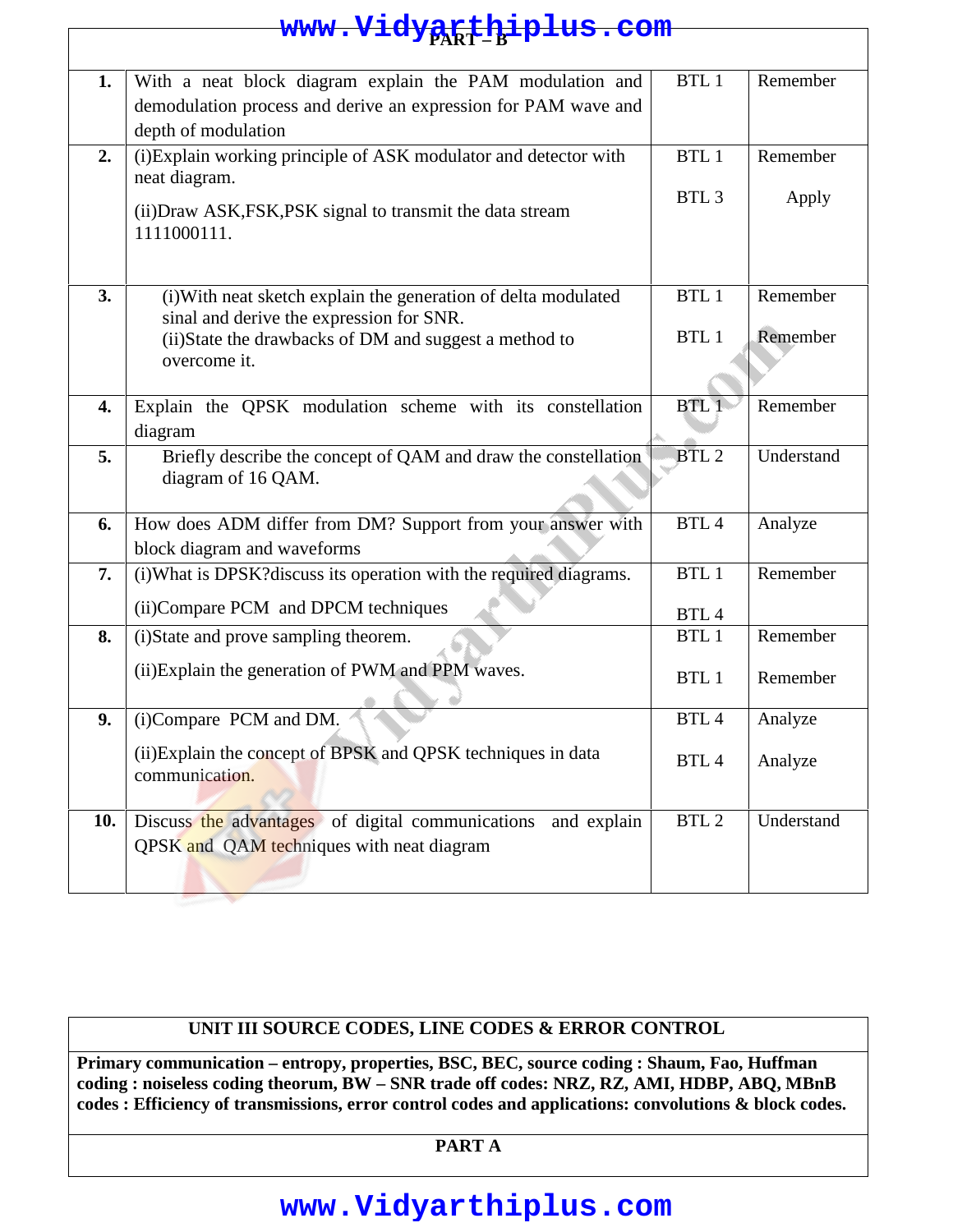| PART – B | | | |
|---|---|---|---|
| 1. | With a neat block diagram explain the PAM modulation and demodulation process and derive an expression for PAM wave and depth of modulation | BTL 1 | Remember |
| 2. | (i)Explain working principle of ASK modulator and detector with neat diagram.<br>(ii)Draw ASK,FSK,PSK signal to transmit the data stream 1111000111. | BTL 1<br>BTL 3 | Remember<br>Apply |
| 3. | (i)With neat sketch explain the generation of delta modulated sinal and derive the expression for SNR.<br>(ii)State the drawbacks of DM and suggest a method to overcome it. | BTL 1<br>BTL 1 | Remember<br>Remember |
| 4. | Explain the QPSK modulation scheme with its constellation diagram | BTL 1 | Remember |
| 5. | Briefly describe the concept of QAM and draw the constellation diagram of 16 QAM. | BTL 2 | Understand |
| 6. | How does ADM differ from DM? Support from your answer with block diagram and waveforms | BTL 4 | Analyze |
| 7. | (i)What is DPSK?discuss its operation with the required diagrams.<br>(ii)Compare PCM and DPCM techniques | BTL 1<br>BTL 4 | Remember |
| 8. | (i)State and prove sampling theorem.<br>(ii)Explain the generation of PWM and PPM waves. | BTL 1<br>BTL 1 | Remember<br>Remember |
| 9. | (i)Compare PCM and DM.<br>(ii)Explain the concept of BPSK and QPSK techniques in data communication. | BTL 4<br>BTL 4 | Analyze<br>Analyze |
| 10. | Discuss the advantages of digital communications and explain QPSK and QAM techniques with neat diagram | BTL 2 | Understand |

| UNIT III SOURCE CODES, LINE CODES & ERROR CONTROL |
|---|
| **Primary communication – entropy, properties, BSC, BEC, source coding : Shaum, Fao, Huffman coding : noiseless coding theorum, BW – SNR trade off codes: NRZ, RZ, AMI, HDBP, ABQ, MBnB codes : Efficiency of transmissions, error control codes and applications: convolutions & block codes.** |
| **PART A** |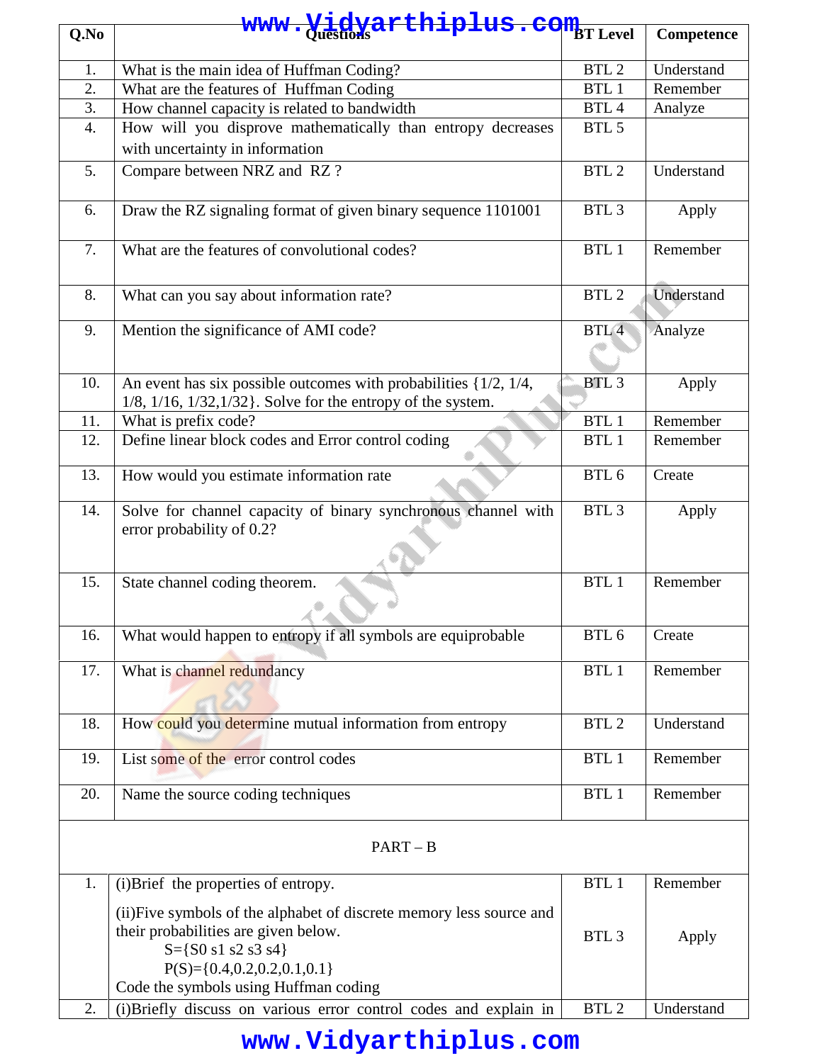| Q.No | Questions | BT Level | Competence |
|---|---|---|---|
| 1. | What is the main idea of Huffman Coding? | BTL 2 | Understand |
| 2. | What are the features of Huffman Coding | BTL 1 | Remember |
| 3. | How channel capacity is related to bandwidth | BTL 4 | Analyze |
| 4. | How will you disprove mathematically than entropy decreases with uncertainty in information | BTL 5 | |
| 5. | Compare between NRZ and RZ ? | BTL 2 | Understand |
| 6. | Draw the RZ signaling format of given binary sequence 1101001 | BTL 3 | Apply |
| 7. | What are the features of convolutional codes? | BTL 1 | Remember |
| 8. | What can you say about information rate? | BTL 2 | Understand |
| 9. | Mention the significance of AMI code? | BTL 4 | Analyze |
| 10. | An event has six possible outcomes with probabilities {1/2, 1/4, 1/8, 1/16, 1/32,1/32}. Solve for the entropy of the system. | BTL 3 | Apply |
| 11. | What is prefix code? | BTL 1 | Remember |
| 12. | Define linear block codes and Error control coding | BTL 1 | Remember |
| 13. | How would you estimate information rate | BTL 6 | Create |
| 14. | Solve for channel capacity of binary synchronous channel with error probability of 0.2? | BTL 3 | Apply |
| 15. | State channel coding theorem. | BTL 1 | Remember |
| 16. | What would happen to entropy if all symbols are equiprobable | BTL 6 | Create |
| 17. | What is channel redundancy | BTL 1 | Remember |
| 18. | How could you determine mutual information from entropy | BTL 2 | Understand |
| 19. | List some of the error control codes | BTL 1 | Remember |
| 20. | Name the source coding techniques | BTL 1 | Remember |

## PART – B

| Q.No | Questions | BT Level | Competence |
|---|---|---|---|
| 1. | (i)Brief the properties of entropy. | BTL 1 | Remember |
| | (ii)Five symbols of the alphabet of discrete memory less source and their probabilities are given below. S={S0 s1 s2 s3 s4} P(S)={0.4,0.2,0.2,0.1,0.1} Code the symbols using Huffman coding | BTL 3 | Apply |
| 2. | (i)Briefly discuss on various error control codes and explain in | BTL 2 | Understand |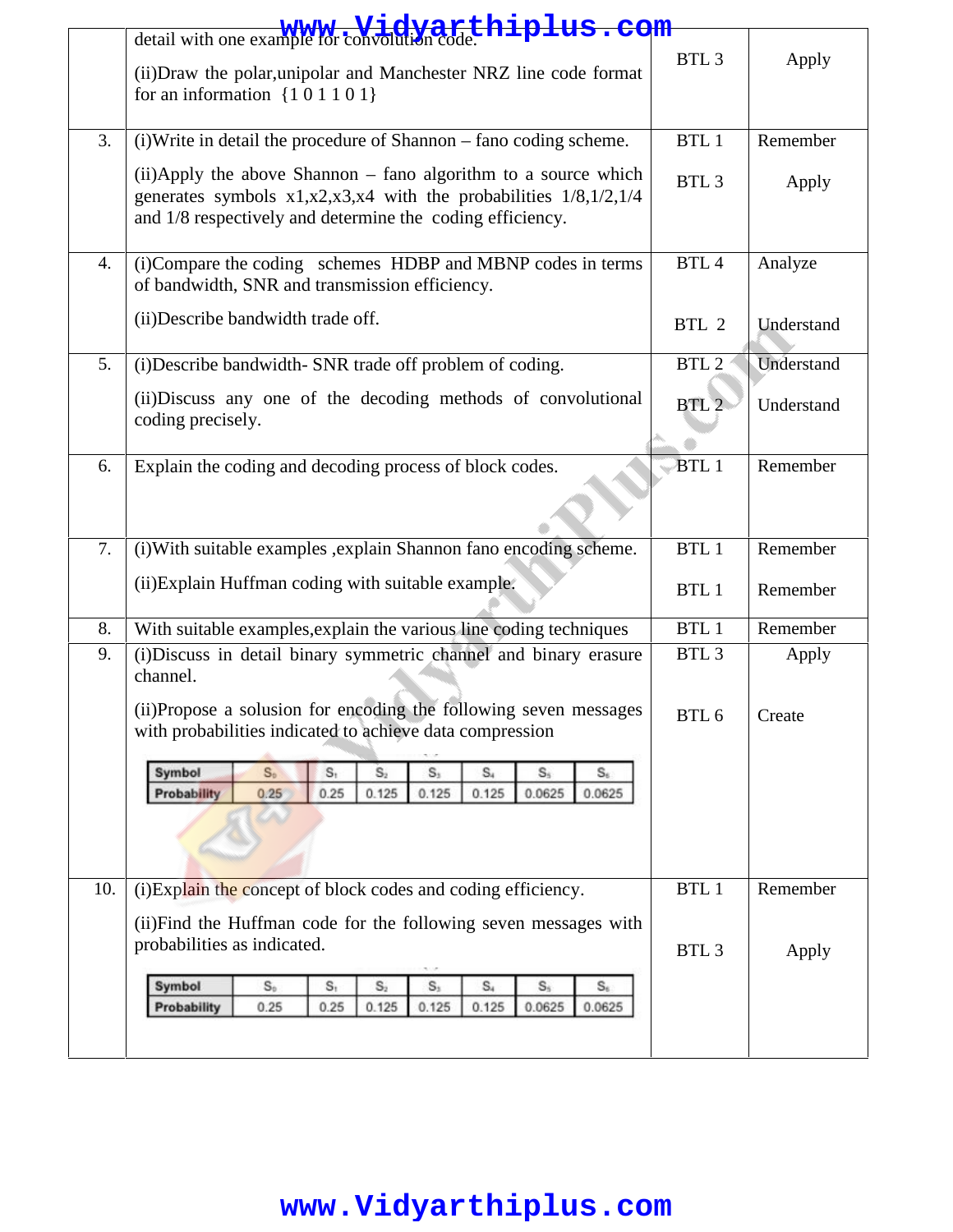| | | | |
|---|---|---|---|
| | detail with one example for convolution code.<br>(ii)Draw the polar,unipolar and Manchester NRZ line code format for an information {1 0 1 1 0 1} | BTL 3 | Apply |
| 3. | (i)Write in detail the procedure of Shannon – fano coding scheme.<br>(ii)Apply the above Shannon – fano algorithm to a source which generates symbols x1,x2,x3,x4 with the probabilities 1/8,1/2,1/4 and 1/8 respectively and determine the coding efficiency. | BTL 1<br>BTL 3 | Remember<br>Apply |
| 4. | (i)Compare the coding schemes HDBP and MBNP codes in terms of bandwidth, SNR and transmission efficiency.<br>(ii)Describe bandwidth trade off. | BTL 4<br>BTL 2 | Analyze<br>Understand |
| 5. | (i)Describe bandwidth- SNR trade off problem of coding.<br>(ii)Discuss any one of the decoding methods of convolutional coding precisely. | BTL 2<br>BTL 2 | Understand<br>Understand |
| 6. | Explain the coding and decoding process of block codes. | BTL 1 | Remember |
| 7. | (i)With suitable examples ,explain Shannon fano encoding scheme.<br>(ii)Explain Huffman coding with suitable example. | BTL 1<br>BTL 1 | Remember<br>Remember |
| 8. | With suitable examples,explain the various line coding techniques | BTL 1 | Remember |
| 9. | (i)Discuss in detail binary symmetric channel and binary erasure channel.<br>(ii)Propose a solusion for encoding the following seven messages with probabilities indicated to achieve data compression<br><br>Symbol: $S_0$, $S_1$, $S_2$, $S_3$, $S_4$, $S_5$, $S_6$<br>Probability: 0.25, 0.25, 0.125, 0.125, 0.125, 0.0625, 0.0625 | BTL 3<br>BTL 6 | Apply<br>Create |
| 10. | (i)Explain the concept of block codes and coding efficiency.<br>(ii)Find the Huffman code for the following seven messages with probabilities as indicated.<br><br>Symbol: $S_0$, $S_1$, $S_2$, $S_3$, $S_4$, $S_5$, $S_6$<br>Probability: 0.25, 0.25, 0.125, 0.125, 0.125, 0.0625, 0.0625 | BTL 1<br>BTL 3 | Remember<br>Apply |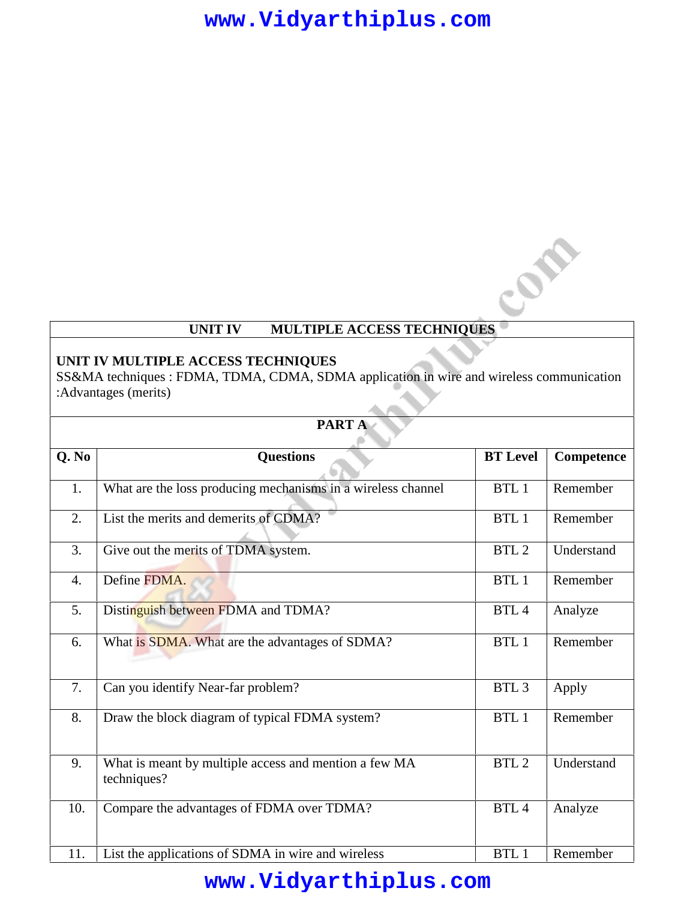| UNIT IV MULTIPLE ACCESS TECHNIQUES | | | |
|---|---|---|---|
| **UNIT IV MULTIPLE ACCESS TECHNIQUES**<br>SS&MA techniques : FDMA, TDMA, CDMA, SDMA application in wire and wireless communication :Advantages (merits) | | | |
| **PART A** | | | |
| **Q. No** | **Questions** | **BT Level** | **Competence** |
| 1. | What are the loss producing mechanisms in a wireless channel | BTL 1 | Remember |
| 2. | List the merits and demerits of CDMA? | BTL 1 | Remember |
| 3. | Give out the merits of TDMA system. | BTL 2 | Understand |
| 4. | Define FDMA. | BTL 1 | Remember |
| 5. | Distinguish between FDMA and TDMA? | BTL 4 | Analyze |
| 6. | What is SDMA. What are the advantages of SDMA? | BTL 1 | Remember |
| 7. | Can you identify Near-far problem? | BTL 3 | Apply |
| 8. | Draw the block diagram of typical FDMA system? | BTL 1 | Remember |
| 9. | What is meant by multiple access and mention a few MA techniques? | BTL 2 | Understand |
| 10. | Compare the advantages of FDMA over TDMA? | BTL 4 | Analyze |
| 11. | List the applications of SDMA in wire and wireless | BTL 1 | Remember |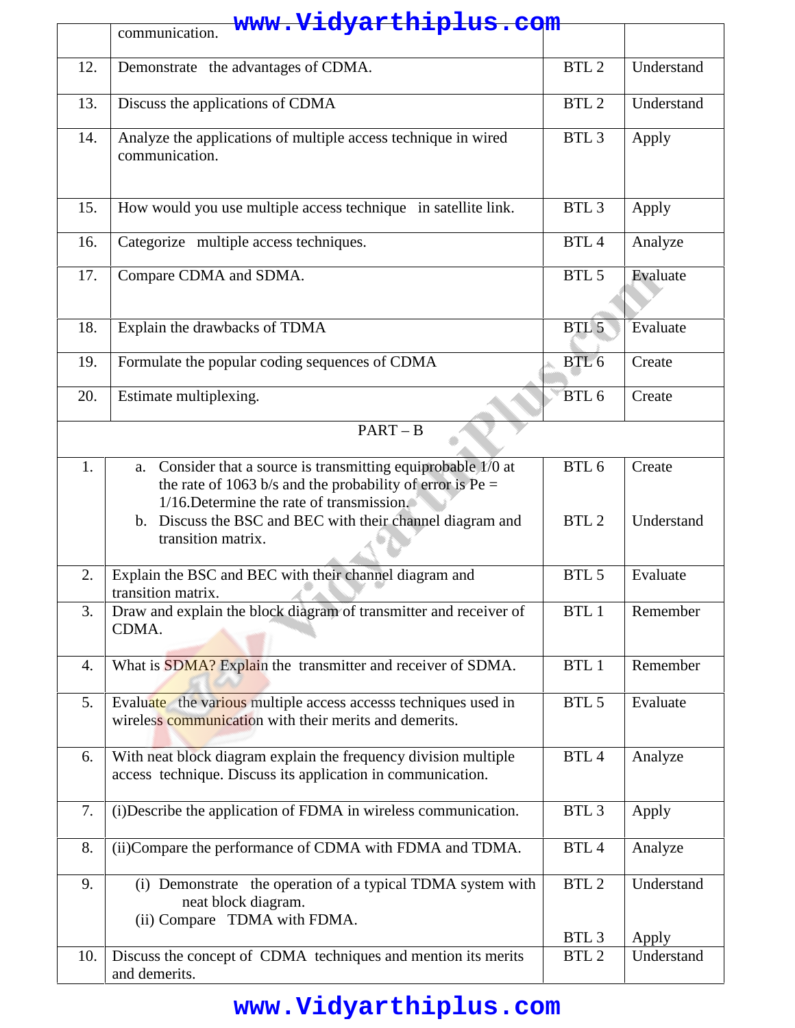| | | | |
|---|---|---|---|
| | communication. | | |
| 12. | Demonstrate the advantages of CDMA. | BTL 2 | Understand |
| 13. | Discuss the applications of CDMA | BTL 2 | Understand |
| 14. | Analyze the applications of multiple access technique in wired communication. | BTL 3 | Apply |
| 15. | How would you use multiple access technique in satellite link. | BTL 3 | Apply |
| 16. | Categorize multiple access techniques. | BTL 4 | Analyze |
| 17. | Compare CDMA and SDMA. | BTL 5 | Evaluate |
| 18. | Explain the drawbacks of TDMA | BTL 5 | Evaluate |
| 19. | Formulate the popular coding sequences of CDMA | BTL 6 | Create |
| 20. | Estimate multiplexing. | BTL 6 | Create |
| | PART – B | | |
| 1. | a. Consider that a source is transmitting equiprobable 1/0 at the rate of 1063 b/s and the probability of error is Pe = 1/16.Determine the rate of transmission.<br>b. Discuss the BSC and BEC with their channel diagram and transition matrix. | BTL 6<br><br>BTL 2 | Create<br><br>Understand |
| 2. | Explain the BSC and BEC with their channel diagram and transition matrix. | BTL 5 | Evaluate |
| 3. | Draw and explain the block diagram of transmitter and receiver of CDMA. | BTL 1 | Remember |
| 4. | What is SDMA? Explain the transmitter and receiver of SDMA. | BTL 1 | Remember |
| 5. | Evaluate the various multiple access accesss techniques used in wireless communication with their merits and demerits. | BTL 5 | Evaluate |
| 6. | With neat block diagram explain the frequency division multiple access technique. Discuss its application in communication. | BTL 4 | Analyze |
| 7. | (i)Describe the application of FDMA in wireless communication. | BTL 3 | Apply |
| 8. | (ii)Compare the performance of CDMA with FDMA and TDMA. | BTL 4 | Analyze |
| 9. | (i) Demonstrate the operation of a typical TDMA system with neat block diagram.<br>(ii) Compare TDMA with FDMA. | BTL 2<br><br>BTL 3 | Understand<br><br>Apply |
| 10. | Discuss the concept of CDMA techniques and mention its merits and demerits. | BTL 2 | Understand |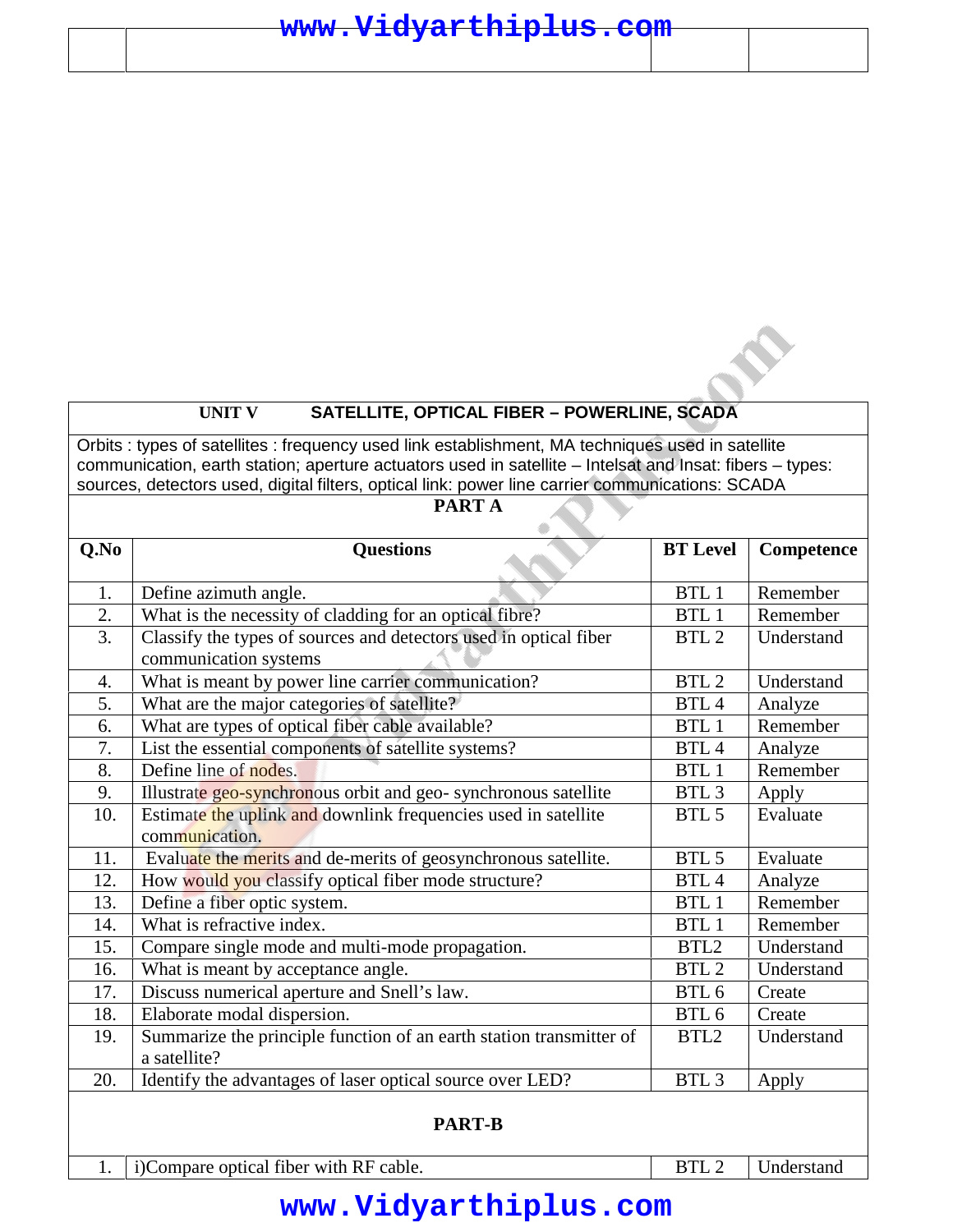| | | | |
|---|---|---|---|
| | | | |

| UNIT V SATELLITE, OPTICAL FIBER – POWERLINE, SCADA | | | |
|---|---|---|---|
| Orbits : types of satellites : frequency used link establishment, MA techniques used in satellite communication, earth station; aperture actuators used in satellite – Intelsat and Insat: fibers – types: sources, detectors used, digital filters, optical link: power line carrier communications: SCADA | | | |
| **PART A** | | | |
| **Q.No** | **Questions** | **BT Level** | **Competence** |
| 1. | Define azimuth angle. | BTL 1 | Remember |
| 2. | What is the necessity of cladding for an optical fibre? | BTL 1 | Remember |
| 3. | Classify the types of sources and detectors used in optical fiber communication systems | BTL 2 | Understand |
| 4. | What is meant by power line carrier communication? | BTL 2 | Understand |
| 5. | What are the major categories of satellite? | BTL 4 | Analyze |
| 6. | What are types of optical fiber cable available? | BTL 1 | Remember |
| 7. | List the essential components of satellite systems? | BTL 4 | Analyze |
| 8. | Define line of nodes. | BTL 1 | Remember |
| 9. | Illustrate geo-synchronous orbit and geo- synchronous satellite | BTL 3 | Apply |
| 10. | Estimate the uplink and downlink frequencies used in satellite communication. | BTL 5 | Evaluate |
| 11. | Evaluate the merits and de-merits of geosynchronous satellite. | BTL 5 | Evaluate |
| 12. | How would you classify optical fiber mode structure? | BTL 4 | Analyze |
| 13. | Define a fiber optic system. | BTL 1 | Remember |
| 14. | What is refractive index. | BTL 1 | Remember |
| 15. | Compare single mode and multi-mode propagation. | BTL2 | Understand |
| 16. | What is meant by acceptance angle. | BTL 2 | Understand |
| 17. | Discuss numerical aperture and Snell's law. | BTL 6 | Create |
| 18. | Elaborate modal dispersion. | BTL 6 | Create |
| 19. | Summarize the principle function of an earth station transmitter of a satellite? | BTL2 | Understand |
| 20. | Identify the advantages of laser optical source over LED? | BTL 3 | Apply |
| **PART-B** | | | |
| 1. | i)Compare optical fiber with RF cable. | BTL 2 | Understand |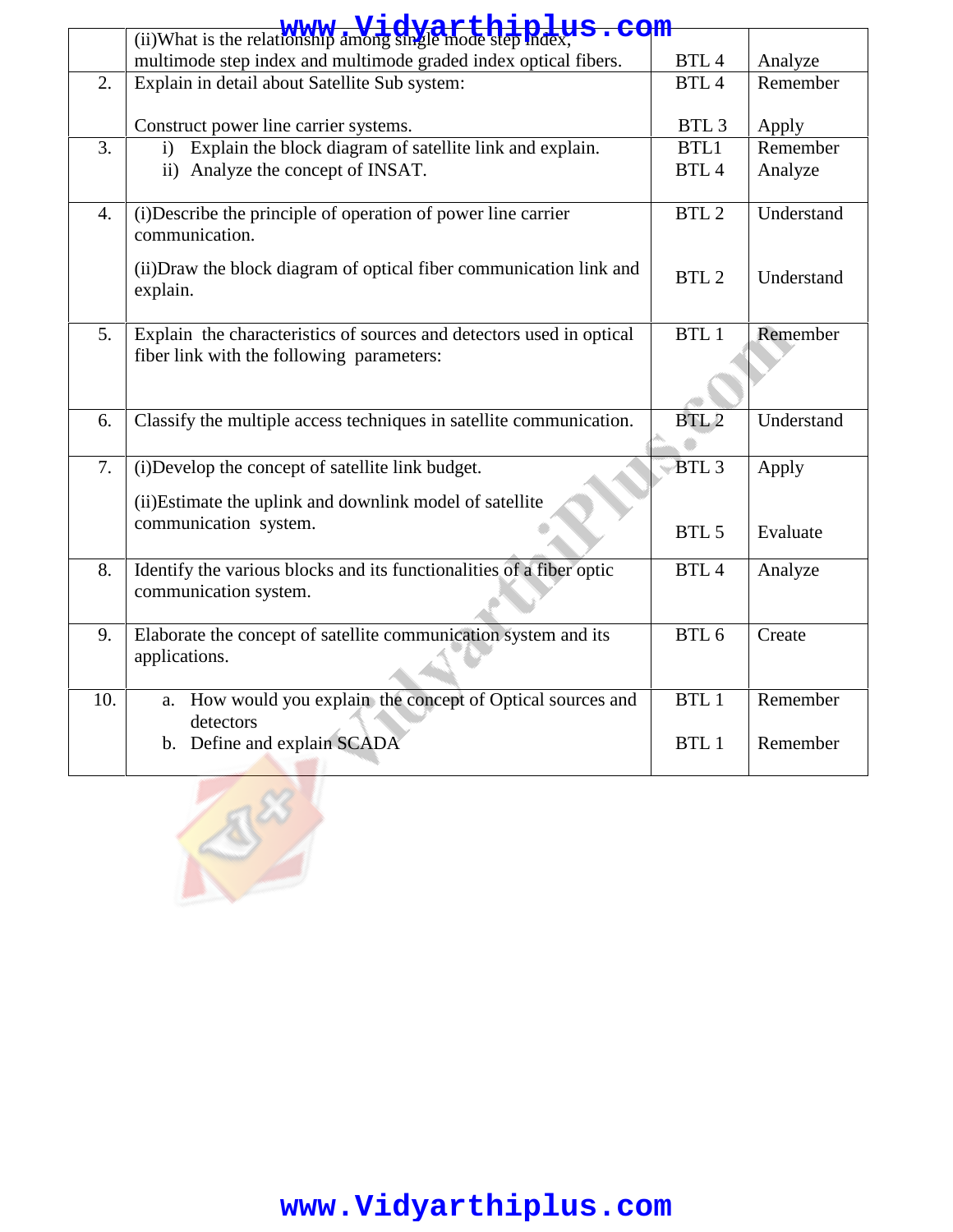| | | | |
|---|---|---|---|
| | (ii)What is the relationship among single mode step index, multimode step index and multimode graded index optical fibers. | BTL 4 | Analyze |
| 2. | Explain in detail about Satellite Sub system:<br><br>Construct power line carrier systems. | BTL 4<br><br>BTL 3 | Remember<br><br>Apply |
| 3. | i) Explain the block diagram of satellite link and explain.<br>ii) Analyze the concept of INSAT. | BTL1<br>BTL 4 | Remember<br>Analyze |
| 4. | (i)Describe the principle of operation of power line carrier communication.<br><br>(ii)Draw the block diagram of optical fiber communication link and explain. | BTL 2<br><br>BTL 2 | Understand<br><br>Understand |
| 5. | Explain the characteristics of sources and detectors used in optical fiber link with the following parameters: | BTL 1 | Remember |
| 6. | Classify the multiple access techniques in satellite communication. | BTL 2 | Understand |
| 7. | (i)Develop the concept of satellite link budget.<br><br>(ii)Estimate the uplink and downlink model of satellite communication system. | BTL 3<br><br>BTL 5 | Apply<br><br>Evaluate |
| 8. | Identify the various blocks and its functionalities of a fiber optic communication system. | BTL 4 | Analyze |
| 9. | Elaborate the concept of satellite communication system and its applications. | BTL 6 | Create |
| 10. | a. How would you explain the concept of Optical sources and detectors<br>b. Define and explain SCADA | BTL 1<br><br>BTL 1 | Remember<br><br>Remember |